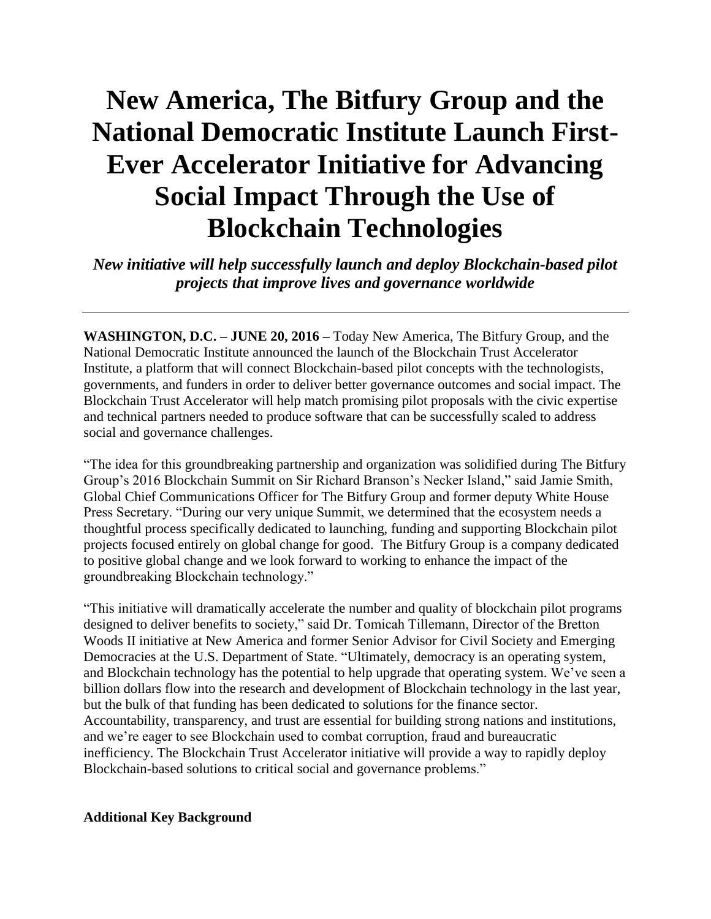# New America, The Bitfury Group and the National Democratic Institute Launch First-Ever Accelerator Initiative for Advancing Social Impact Through the Use of Blockchain Technologies

***New initiative will help successfully launch and deploy Blockchain-based pilot projects that improve lives and governance worldwide***

---

**WASHINGTON, D.C. – JUNE 20, 2016 –** Today New America, The Bitfury Group, and the National Democratic Institute announced the launch of the Blockchain Trust Accelerator Institute, a platform that will connect Blockchain-based pilot concepts with the technologists, governments, and funders in order to deliver better governance outcomes and social impact. The Blockchain Trust Accelerator will help match promising pilot proposals with the civic expertise and technical partners needed to produce software that can be successfully scaled to address social and governance challenges.

"The idea for this groundbreaking partnership and organization was solidified during The Bitfury Group's 2016 Blockchain Summit on Sir Richard Branson's Necker Island," said Jamie Smith, Global Chief Communications Officer for The Bitfury Group and former deputy White House Press Secretary. "During our very unique Summit, we determined that the ecosystem needs a thoughtful process specifically dedicated to launching, funding and supporting Blockchain pilot projects focused entirely on global change for good. The Bitfury Group is a company dedicated to positive global change and we look forward to working to enhance the impact of the groundbreaking Blockchain technology."

"This initiative will dramatically accelerate the number and quality of blockchain pilot programs designed to deliver benefits to society," said Dr. Tomicah Tillemann, Director of the Bretton Woods II initiative at New America and former Senior Advisor for Civil Society and Emerging Democracies at the U.S. Department of State. "Ultimately, democracy is an operating system, and Blockchain technology has the potential to help upgrade that operating system. We've seen a billion dollars flow into the research and development of Blockchain technology in the last year, but the bulk of that funding has been dedicated to solutions for the finance sector. Accountability, transparency, and trust are essential for building strong nations and institutions, and we're eager to see Blockchain used to combat corruption, fraud and bureaucratic inefficiency. The Blockchain Trust Accelerator initiative will provide a way to rapidly deploy Blockchain-based solutions to critical social and governance problems."

**Additional Key Background**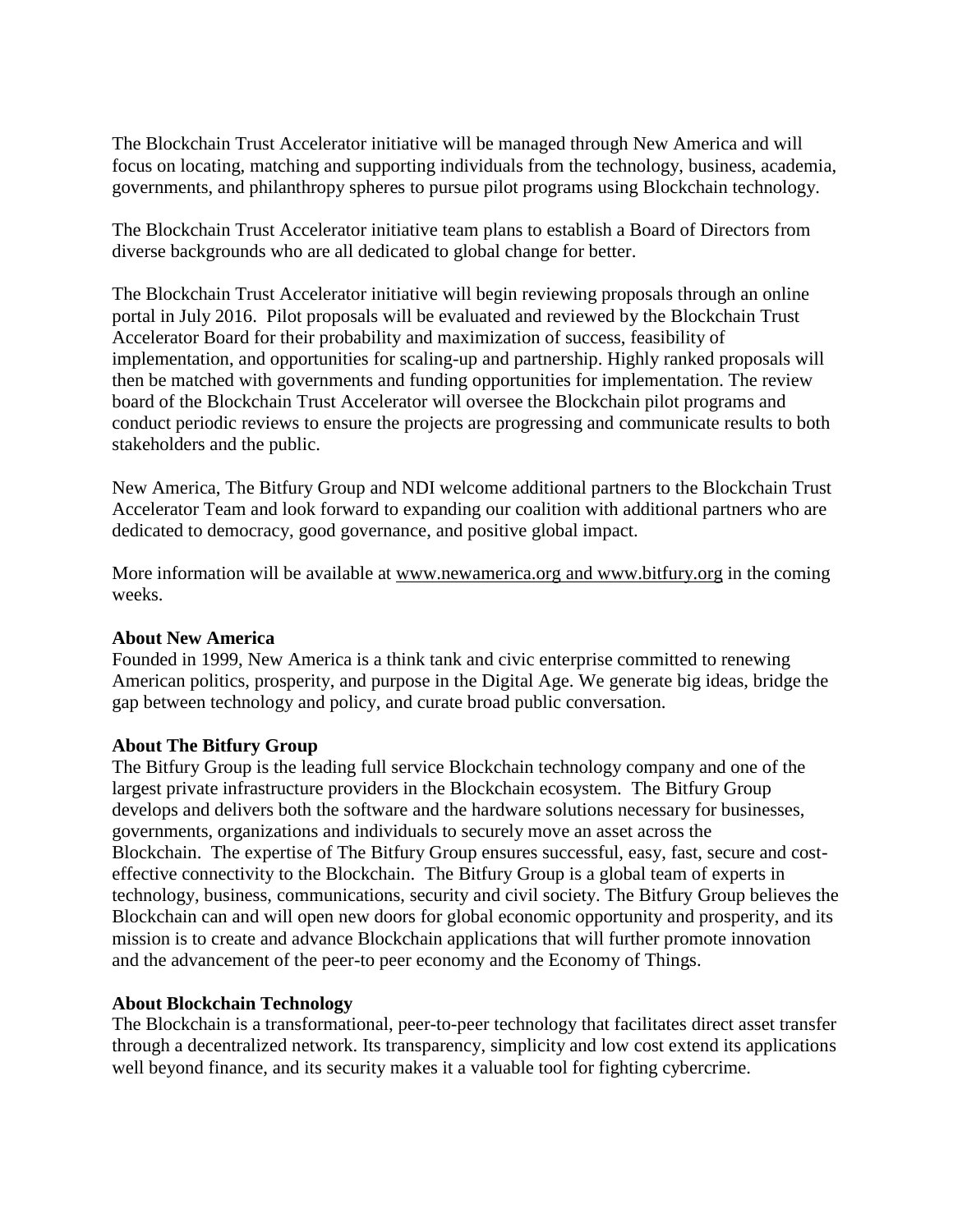The Blockchain Trust Accelerator initiative will be managed through New America and will focus on locating, matching and supporting individuals from the technology, business, academia, governments, and philanthropy spheres to pursue pilot programs using Blockchain technology.

The Blockchain Trust Accelerator initiative team plans to establish a Board of Directors from diverse backgrounds who are all dedicated to global change for better.

The Blockchain Trust Accelerator initiative will begin reviewing proposals through an online portal in July 2016. Pilot proposals will be evaluated and reviewed by the Blockchain Trust Accelerator Board for their probability and maximization of success, feasibility of implementation, and opportunities for scaling-up and partnership. Highly ranked proposals will then be matched with governments and funding opportunities for implementation. The review board of the Blockchain Trust Accelerator will oversee the Blockchain pilot programs and conduct periodic reviews to ensure the projects are progressing and communicate results to both stakeholders and the public.

New America, The Bitfury Group and NDI welcome additional partners to the Blockchain Trust Accelerator Team and look forward to expanding our coalition with additional partners who are dedicated to democracy, good governance, and positive global impact.

More information will be available at www.newamerica.org and www.bitfury.org in the coming weeks.

**About New America**
Founded in 1999, New America is a think tank and civic enterprise committed to renewing American politics, prosperity, and purpose in the Digital Age. We generate big ideas, bridge the gap between technology and policy, and curate broad public conversation.

**About The Bitfury Group**
The Bitfury Group is the leading full service Blockchain technology company and one of the largest private infrastructure providers in the Blockchain ecosystem. The Bitfury Group develops and delivers both the software and the hardware solutions necessary for businesses, governments, organizations and individuals to securely move an asset across the Blockchain. The expertise of The Bitfury Group ensures successful, easy, fast, secure and cost-effective connectivity to the Blockchain. The Bitfury Group is a global team of experts in technology, business, communications, security and civil society. The Bitfury Group believes the Blockchain can and will open new doors for global economic opportunity and prosperity, and its mission is to create and advance Blockchain applications that will further promote innovation and the advancement of the peer-to peer economy and the Economy of Things.

**About Blockchain Technology**
The Blockchain is a transformational, peer-to-peer technology that facilitates direct asset transfer through a decentralized network. Its transparency, simplicity and low cost extend its applications well beyond finance, and its security makes it a valuable tool for fighting cybercrime.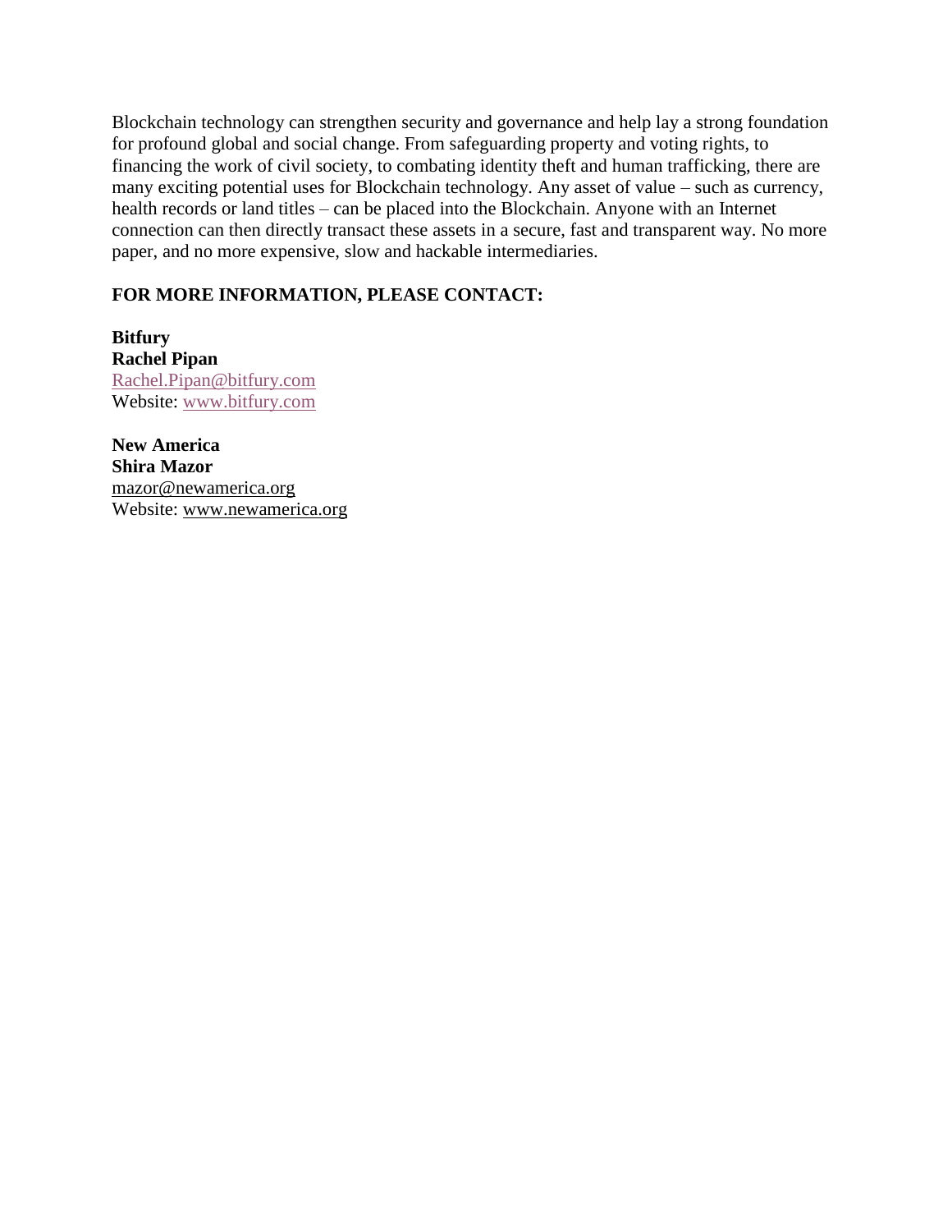Blockchain technology can strengthen security and governance and help lay a strong foundation for profound global and social change. From safeguarding property and voting rights, to financing the work of civil society, to combating identity theft and human trafficking, there are many exciting potential uses for Blockchain technology. Any asset of value – such as currency, health records or land titles – can be placed into the Blockchain. Anyone with an Internet connection can then directly transact these assets in a secure, fast and transparent way. No more paper, and no more expensive, slow and hackable intermediaries.

**FOR MORE INFORMATION, PLEASE CONTACT:**

**Bitfury**
**Rachel Pipan**
Rachel.Pipan@bitfury.com
Website: www.bitfury.com

**New America**
**Shira Mazor**
mazor@newamerica.org
Website: www.newamerica.org